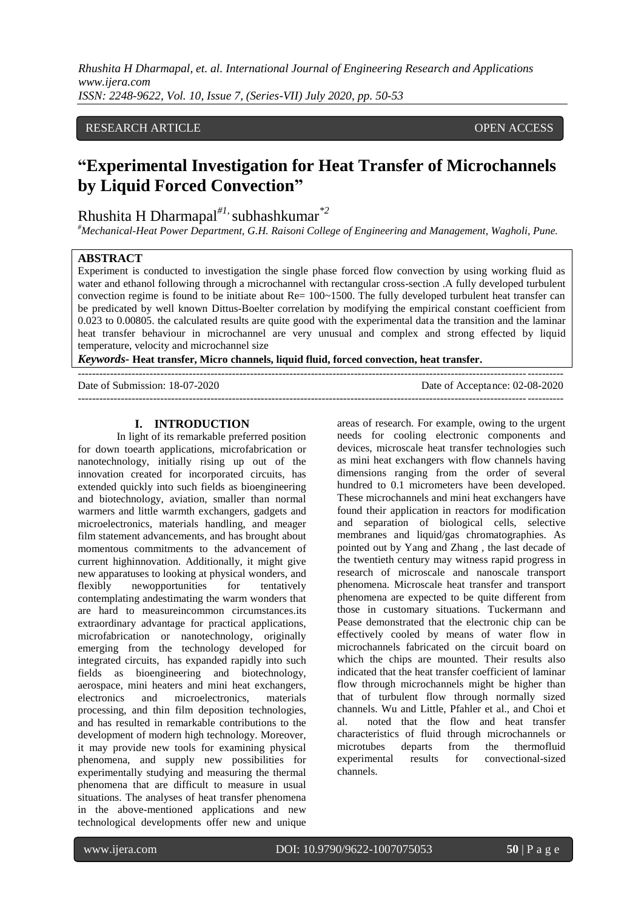RESEARCH ARTICLE OPEN ACCESS

# "Experimental Investigation for Heat Transfer of Microchannels by Liquid Forced Convection"

Rhushita H Dharmapal[#1], subhashkumar[*2]

[#]Mechanical-Heat Power Department, G.H. Raisoni College of Engineering and Management, Wagholi, Pune.

## ABSTRACT

Experiment is conducted to investigation the single phase forced flow convection by using working fluid as water and ethanol following through a microchannel with rectangular cross-section .A fully developed turbulent convection regime is found to be initiate about Re= 100~1500. The fully developed turbulent heat transfer can be predicated by well known Dittus-Boelter correlation by modifying the empirical constant coefficient from 0.023 to 0.00805. the calculated results are quite good with the experimental data the transition and the laminar heat transfer behaviour in microchannel are very unusual and complex and strong effected by liquid temperature, velocity and microchannel size

***Keywords*- Heat transfer, Micro channels, liquid fluid, forced convection, heat transfer.**

Date of Submission: 18-07-2020 Date of Acceptance: 02-08-2020

## I. INTRODUCTION

In light of its remarkable preferred position for down toearth applications, microfabrication or nanotechnology, initially rising up out of the innovation created for incorporated circuits, has extended quickly into such fields as bioengineering and biotechnology, aviation, smaller than normal warmers and little warmth exchangers, gadgets and microelectronics, materials handling, and meager film statement advancements, and has brought about momentous commitments to the advancement of current highinnovation. Additionally, it might give new apparatuses to looking at physical wonders, and flexibly newopportunities for tentatively contemplating andestimating the warm wonders that are hard to measureincommon circumstances.its extraordinary advantage for practical applications, microfabrication or nanotechnology, originally emerging from the technology developed for integrated circuits, has expanded rapidly into such fields as bioengineering and biotechnology, aerospace, mini heaters and mini heat exchangers, electronics and microelectronics, materials processing, and thin film deposition technologies, and has resulted in remarkable contributions to the development of modern high technology. Moreover, it may provide new tools for examining physical phenomena, and supply new possibilities for experimentally studying and measuring the thermal phenomena that are difficult to measure in usual situations. The analyses of heat transfer phenomena in the above-mentioned applications and new technological developments offer new and unique areas of research. For example, owing to the urgent needs for cooling electronic components and devices, microscale heat transfer technologies such as mini heat exchangers with flow channels having dimensions ranging from the order of several hundred to 0.1 micrometers have been developed. These microchannels and mini heat exchangers have found their application in reactors for modification and separation of biological cells, selective membranes and liquid/gas chromatographies. As pointed out by Yang and Zhang , the last decade of the twentieth century may witness rapid progress in research of microscale and nanoscale transport phenomena. Microscale heat transfer and transport phenomena are expected to be quite different from those in customary situations. Tuckermann and Pease demonstrated that the electronic chip can be effectively cooled by means of water flow in microchannels fabricated on the circuit board on which the chips are mounted. Their results also indicated that the heat transfer coefficient of laminar flow through microchannels might be higher than that of turbulent flow through normally sized channels. Wu and Little, Pfahler et al., and Choi et al. noted that the flow and heat transfer characteristics of fluid through microchannels or microtubes departs from the thermofluid experimental results for convectional-sized channels.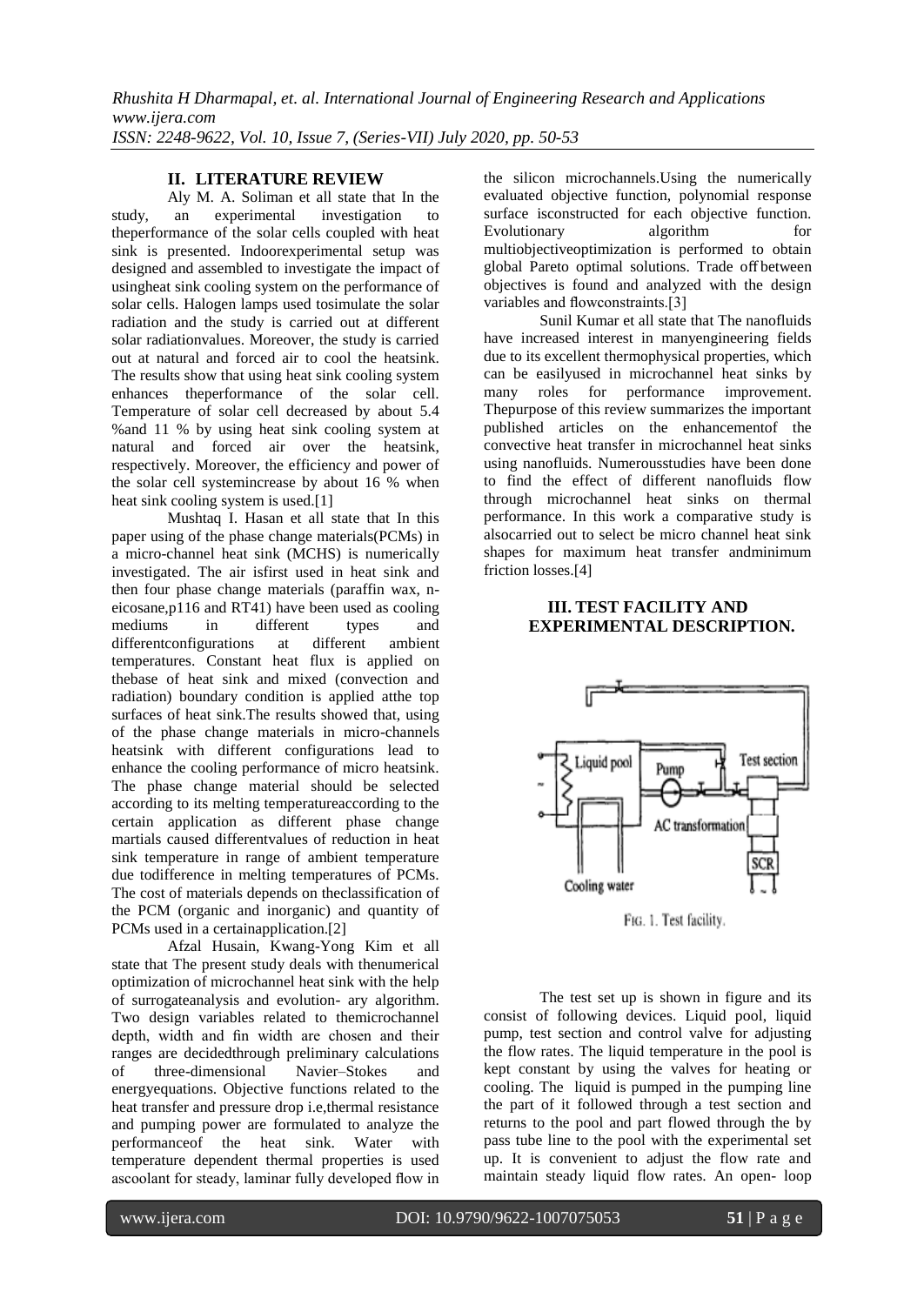## II. LITERATURE REVIEW

Aly M. A. Soliman et all state that In the study, an experimental investigation to theperformance of the solar cells coupled with heat sink is presented. Indoorexperimental setup was designed and assembled to investigate the impact of usingheat sink cooling system on the performance of solar cells. Halogen lamps used tosimulate the solar radiation and the study is carried out at different solar radiationvalues. Moreover, the study is carried out at natural and forced air to cool the heatsink. The results show that using heat sink cooling system enhances theperformance of the solar cell. Temperature of solar cell decreased by about 5.4 %and 11 % by using heat sink cooling system at natural and forced air over the heatsink, respectively. Moreover, the efficiency and power of the solar cell systemincrease by about 16 % when heat sink cooling system is used.[1]

Mushtaq I. Hasan et all state that In this paper using of the phase change materials(PCMs) in a micro-channel heat sink (MCHS) is numerically investigated. The air isfirst used in heat sink and then four phase change materials (paraffin wax, n-eicosane,p116 and RT41) have been used as cooling mediums in different types and differentconfigurations at different ambient temperatures. Constant heat flux is applied on thebase of heat sink and mixed (convection and radiation) boundary condition is applied atthe top surfaces of heat sink.The results showed that, using of the phase change materials in micro-channels heatsink with different configurations lead to enhance the cooling performance of micro heatsink. The phase change material should be selected according to its melting temperatureaccording to the certain application as different phase change martials caused differentvalues of reduction in heat sink temperature in range of ambient temperature due todifference in melting temperatures of PCMs. The cost of materials depends on theclassification of the PCM (organic and inorganic) and quantity of PCMs used in a certainapplication.[2]

Afzal Husain, Kwang-Yong Kim et all state that The present study deals with thenumerical optimization of microchannel heat sink with the help of surrogateanalysis and evolution- ary algorithm. Two design variables related to themicrochannel depth, width and fin width are chosen and their ranges are decidedthrough preliminary calculations of three-dimensional Navier–Stokes and energyequations. Objective functions related to the heat transfer and pressure drop i.e,thermal resistance and pumping power are formulated to analyze the performanceof the heat sink. Water with temperature dependent thermal properties is used ascoolant for steady, laminar fully developed flow in the silicon microchannels.Using the numerically evaluated objective function, polynomial response surface isconstructed for each objective function. Evolutionary algorithm for multiobjectiveoptimization is performed to obtain global Pareto optimal solutions. Trade off between objectives is found and analyzed with the design variables and flowconstraints.[3]

Sunil Kumar et all state that The nanofluids have increased interest in manyengineering fields due to its excellent thermophysical properties, which can be easilyused in microchannel heat sinks by many roles for performance improvement. Thepurpose of this review summarizes the important published articles on the enhancementof the convective heat transfer in microchannel heat sinks using nanofluids. Numerousstudies have been done to find the effect of different nanofluids flow through microchannel heat sinks on thermal performance. In this work a comparative study is alsocarried out to select be micro channel heat sink shapes for maximum heat transfer andminimum friction losses.[4]

## III. TEST FACILITY AND EXPERIMENTAL DESCRIPTION.

FIG. 1. Test facility.

The test set up is shown in figure and its consist of following devices. Liquid pool, liquid pump, test section and control valve for adjusting the flow rates. The liquid temperature in the pool is kept constant by using the valves for heating or cooling. The liquid is pumped in the pumping line the part of it followed through a test section and returns to the pool and part flowed through the by pass tube line to the pool with the experimental set up. It is convenient to adjust the flow rate and maintain steady liquid flow rates. An open- loop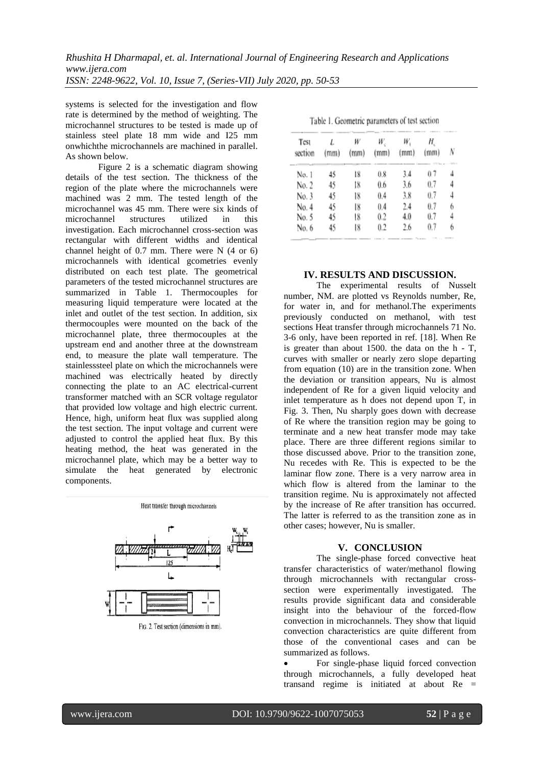systems is selected for the investigation and flow rate is determined by the method of weighting. The microchannel structures to be tested is made up of stainless steel plate 18 mm wide and I25 mm onwhichthe microchannels are machined in parallel. As shown below.

Figure 2 is a schematic diagram showing details of the test section. The thickness of the region of the plate where the microchannels were machined was 2 mm. The tested length of the microchannel was 45 mm. There were six kinds of microchannel structures utilized in this investigation. Each microchannel cross-section was rectangular with different widths and identical channel height of 0.7 mm. There were N (4 or 6) microchannels with identical gcometries evenly distributed on each test plate. The geometrical parameters of the tested microchannel structures are summarized in Table 1. Thermocouples for measuring liquid temperature were located at the inlet and outlet of the test section. In addition, six thermocouples were mounted on the back of the microchannel plate, three thermocouples at the upstream end and another three at the downstream end, to measure the plate wall temperature. The stainlesssteel plate on which the microchannels were machined was electrically heated by directly connecting the plate to an AC electrical-current transformer matched with an SCR voltage regulator that provided low voltage and high electric current. Hence, high, uniform heat flux was supplied along the test section. The input voltage and current were adjusted to control the applied heat flux. By this heating method, the heat was generated in the microchannel plate, which may be a better way to simulate the heat generated by electronic components.

Heat transfer through microchannels

Fig. 2. Test section (dimensions in mm).

Table 1. Geometric parameters of test section

| Test section | $L$ (mm) | $W$ (mm) | $W_c$ (mm) | $W_t$ (mm) | $H_c$ (mm) | $N$ |
|---|---|---|---|---|---|---|
| No. 1 | 45 | 18 | 0.8 | 3.4 | 0.7 | 4 |
| No. 2 | 45 | 18 | 0.6 | 3.6 | 0.7 | 4 |
| No. 3 | 45 | 18 | 0.4 | 3.8 | 0.7 | 4 |
| No. 4 | 45 | 18 | 0.4 | 2.4 | 0.7 | 6 |
| No. 5 | 45 | 18 | 0.2 | 4.0 | 0.7 | 4 |
| No. 6 | 45 | 18 | 0.2 | 2.6 | 0.7 | 6 |

## IV. RESULTS AND DISCUSSION.

The experimental results of Nusselt number, NM. are plotted vs Reynolds number, Re, for water in, and for methanol.The experiments previously conducted on methanol, with test sections Heat transfer through microchannels 71 No. 3-6 only, have been reported in ref. [18]. When Re is greater than about 1500. the data on the h - T, curves with smaller or nearly zero slope departing from equation (10) are in the transition zone. When the deviation or transition appears, Nu is almost independent of Re for a given liquid velocity and inlet temperature as h does not depend upon T, in Fig. 3. Then, Nu sharply goes down with decrease of Re where the transition region may be going to terminate and a new heat transfer mode may take place. There are three different regions similar to those discussed above. Prior to the transition zone, Nu recedes with Re. This is expected to be the laminar flow zone. There is a very narrow area in which flow is altered from the laminar to the transition regime. Nu is approximately not affected by the increase of Re after transition has occurred. The latter is referred to as the transition zone as in other cases; however, Nu is smaller.

## V. CONCLUSION

The single-phase forced convective heat transfer characteristics of water/methanol flowing through microchannels with rectangular cross-section were experimentally investigated. The results provide significant data and considerable insight into the behaviour of the forced-flow convection in microchannels. They show that liquid convection characteristics are quite different from those of the conventional cases and can be summarized as follows.

- For single-phase liquid forced convection through microchannels, a fully developed heat transand regime is initiated at about Re =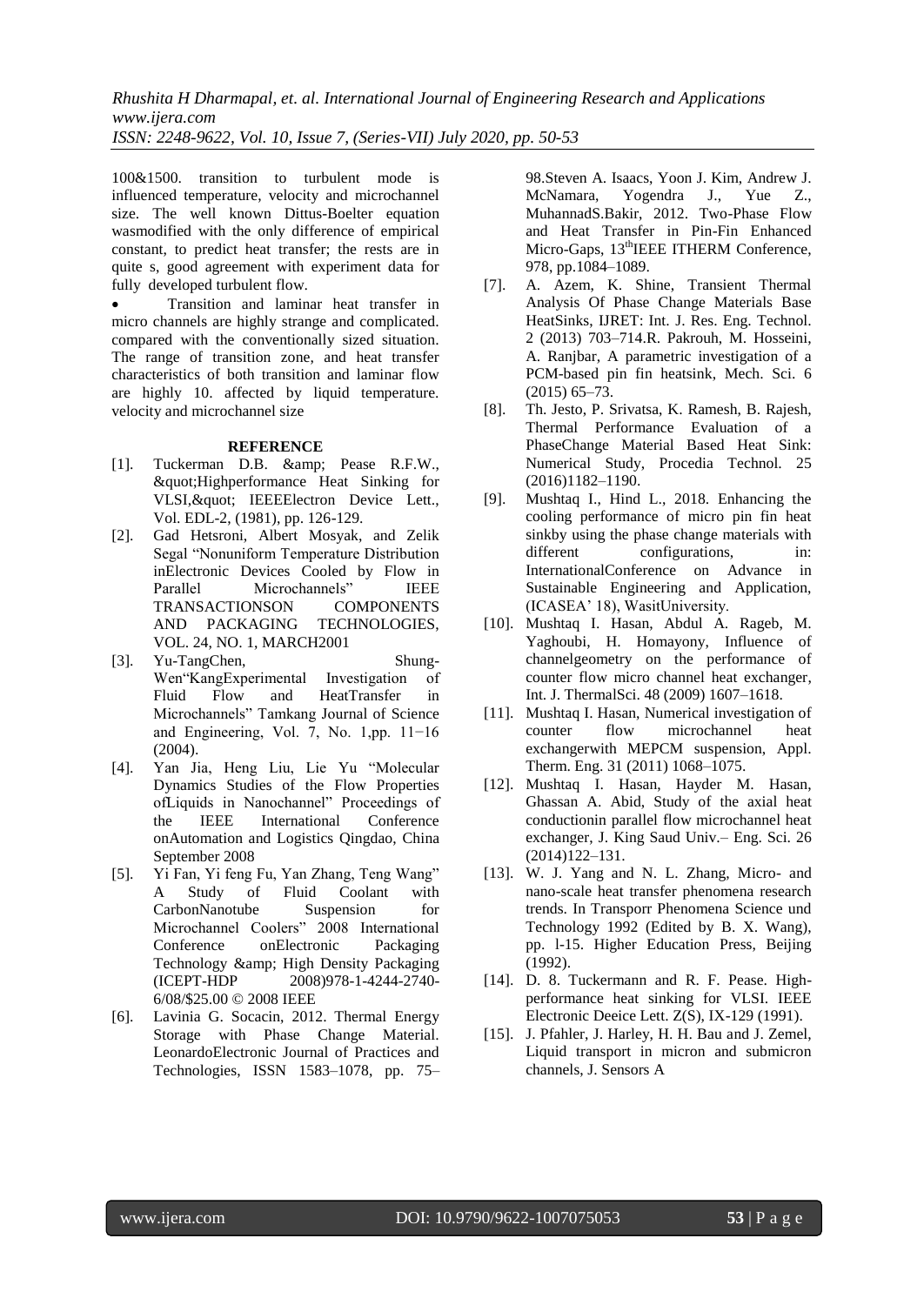100&1500. transition to turbulent mode is influenced temperature, velocity and microchannel size. The well known Dittus-Boelter equation wasmodified with the only difference of empirical constant, to predict heat transfer; the rests are in quite s, good agreement with experiment data for fully developed turbulent flow.

- Transition and laminar heat transfer in micro channels are highly strange and complicated. compared with the conventionally sized situation. The range of transition zone, and heat transfer characteristics of both transition and laminar flow are highly 10. affected by liquid temperature. velocity and microchannel size

**REFERENCE**

[1]. Tuckerman D.B. &amp; Pease R.F.W., &quot;Highperformance Heat Sinking for VLSI,&quot; IEEEElectron Device Lett., Vol. EDL-2, (1981), pp. 126-129.

[2]. Gad Hetsroni, Albert Mosyak, and Zelik Segal "Nonuniform Temperature Distribution inElectronic Devices Cooled by Flow in Parallel Microchannels" IEEE TRANSACTIONSON COMPONENTS AND PACKAGING TECHNOLOGIES, VOL. 24, NO. 1, MARCH2001

[3]. Yu-TangChen, Shung-Wen"KangExperimental Investigation of Fluid Flow and HeatTransfer in Microchannels" Tamkang Journal of Science and Engineering, Vol. 7, No. 1,pp. 11−16 (2004).

[4]. Yan Jia, Heng Liu, Lie Yu "Molecular Dynamics Studies of the Flow Properties ofLiquids in Nanochannel" Proceedings of the IEEE International Conference onAutomation and Logistics Qingdao, China September 2008

[5]. Yi Fan, Yi feng Fu, Yan Zhang, Teng Wang" A Study of Fluid Coolant with CarbonNanotube Suspension for Microchannel Coolers" 2008 International Conference onElectronic Packaging Technology &amp; High Density Packaging (ICEPT-HDP 2008)978-1-4244-2740-6/08/$25.00 © 2008 IEEE

[6]. Lavinia G. Socacin, 2012. Thermal Energy Storage with Phase Change Material. LeonardoElectronic Journal of Practices and Technologies, ISSN 1583–1078, pp. 75–98.Steven A. Isaacs, Yoon J. Kim, Andrew J. McNamara, Yogendra J., Yue Z., MuhannadS.Bakir, 2012. Two-Phase Flow and Heat Transfer in Pin-Fin Enhanced Micro-Gaps, 13thIEEE ITHERM Conference, 978, pp.1084–1089.

[7]. A. Azem, K. Shine, Transient Thermal Analysis Of Phase Change Materials Base HeatSinks, IJRET: Int. J. Res. Eng. Technol. 2 (2013) 703–714.R. Pakrouh, M. Hosseini, A. Ranjbar, A parametric investigation of a PCM-based pin fin heatsink, Mech. Sci. 6 (2015) 65–73.

[8]. Th. Jesto, P. Srivatsa, K. Ramesh, B. Rajesh, Thermal Performance Evaluation of a PhaseChange Material Based Heat Sink: Numerical Study, Procedia Technol. 25 (2016)1182–1190.

[9]. Mushtaq I., Hind L., 2018. Enhancing the cooling performance of micro pin fin heat sinkby using the phase change materials with different configurations, in: InternationalConference on Advance in Sustainable Engineering and Application, (ICASEA' 18), WasitUniversity.

[10]. Mushtaq I. Hasan, Abdul A. Rageb, M. Yaghoubi, H. Homayony, Influence of channelgeometry on the performance of counter flow micro channel heat exchanger, Int. J. ThermalSci. 48 (2009) 1607–1618.

[11]. Mushtaq I. Hasan, Numerical investigation of counter flow microchannel heat exchangerwith MEPCM suspension, Appl. Therm. Eng. 31 (2011) 1068–1075.

[12]. Mushtaq I. Hasan, Hayder M. Hasan, Ghassan A. Abid, Study of the axial heat conductionin parallel flow microchannel heat exchanger, J. King Saud Univ.– Eng. Sci. 26 (2014)122–131.

[13]. W. J. Yang and N. L. Zhang, Micro- and nano-scale heat transfer phenomena research trends. In Transporr Phenomena Science und Technology 1992 (Edited by B. X. Wang), pp. l-15. Higher Education Press, Beijing (1992).

[14]. D. 8. Tuckermann and R. F. Pease. High-performance heat sinking for VLSI. IEEE Electronic Deeice Lett. Z(S), IX-129 (1991).

[15]. J. Pfahler, J. Harley, H. H. Bau and J. Zemel, Liquid transport in micron and submicron channels, J. Sensors A